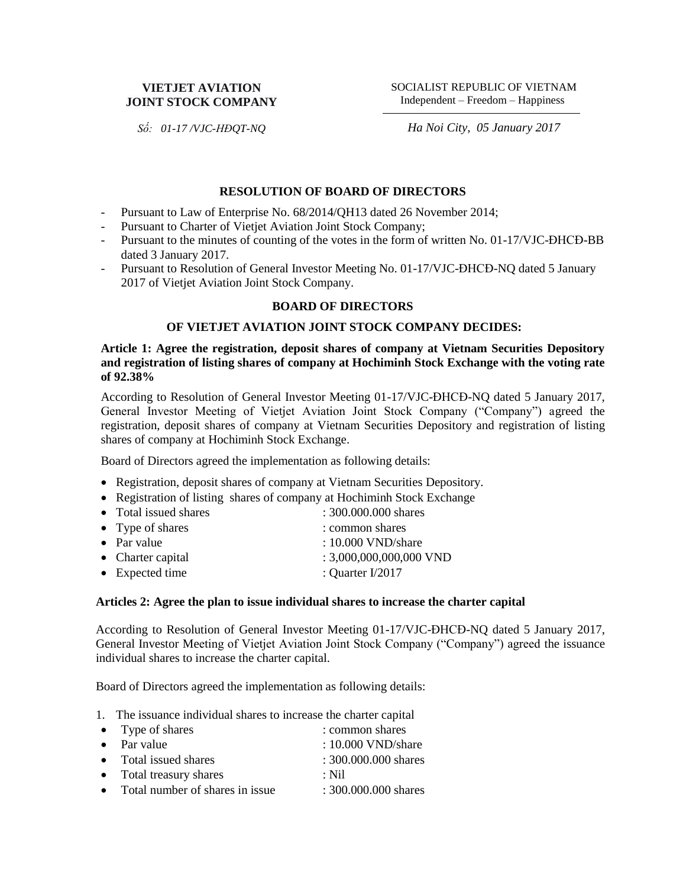**VIETJET AVIATION JOINT STOCK COMPANY**

*Số: 01-17 /VJC-HĐQT-NQ*

SOCIALIST REPUBLIC OF VIETNAM
Independent – Freedom – Happiness

*Ha Noi City, 05 January 2017*

## RESOLUTION OF BOARD OF DIRECTORS

- Pursuant to Law of Enterprise No. 68/2014/QH13 dated 26 November 2014;
- Pursuant to Charter of Vietjet Aviation Joint Stock Company;
- Pursuant to the minutes of counting of the votes in the form of written No. 01-17/VJC-ĐHCĐ-BB dated 3 January 2017.
- Pursuant to Resolution of General Investor Meeting No. 01-17/VJC-ĐHCĐ-NQ dated 5 January 2017 of Vietjet Aviation Joint Stock Company.

### BOARD OF DIRECTORS

### OF VIETJET AVIATION JOINT STOCK COMPANY DECIDES:

**Article 1: Agree the registration, deposit shares of company at Vietnam Securities Depository and registration of listing shares of company at Hochiminh Stock Exchange with the voting rate of 92.38%**

According to Resolution of General Investor Meeting 01-17/VJC-ĐHCĐ-NQ dated 5 January 2017, General Investor Meeting of Vietjet Aviation Joint Stock Company ("Company") agreed the registration, deposit shares of company at Vietnam Securities Depository and registration of listing shares of company at Hochiminh Stock Exchange.

Board of Directors agreed the implementation as following details:

- Registration, deposit shares of company at Vietnam Securities Depository.
- Registration of listing shares of company at Hochiminh Stock Exchange
- Total issued shares : 300.000.000 shares
- Type of shares : common shares
- Par value : 10.000 VND/share
- Charter capital : 3,000,000,000,000 VND
- Expected time : Quarter I/2017

**Articles 2: Agree the plan to issue individual shares to increase the charter capital**

According to Resolution of General Investor Meeting 01-17/VJC-ĐHCĐ-NQ dated 5 January 2017, General Investor Meeting of Vietjet Aviation Joint Stock Company ("Company") agreed the issuance individual shares to increase the charter capital.

Board of Directors agreed the implementation as following details:

1. The issuance individual shares to increase the charter capital
   - Type of shares : common shares
   - Par value : 10.000 VND/share
   - Total issued shares : 300.000.000 shares
   - Total treasury shares : Nil
   - Total number of shares in issue : 300.000.000 shares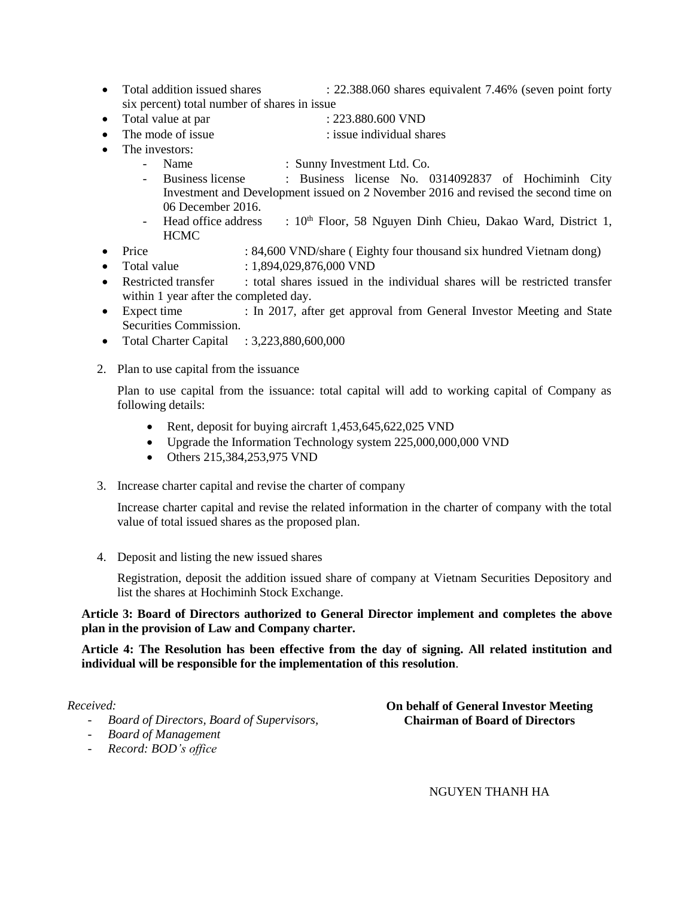- Total addition issued shares : 22.388.060 shares equivalent 7.46% (seven point forty six percent) total number of shares in issue
- Total value at par : 223.880.600 VND
- The mode of issue : issue individual shares
- The investors:
  - Name : Sunny Investment Ltd. Co.
  - Business license : Business license No. 0314092837 of Hochiminh City Investment and Development issued on 2 November 2016 and revised the second time on 06 December 2016.
  - Head office address : 10th Floor, 58 Nguyen Dinh Chieu, Dakao Ward, District 1, HCMC
- Price : 84,600 VND/share ( Eighty four thousand six hundred Vietnam dong)
- Total value : 1,894,029,876,000 VND
- Restricted transfer : total shares issued in the individual shares will be restricted transfer within 1 year after the completed day.
- Expect time : In 2017, after get approval from General Investor Meeting and State Securities Commission.
- Total Charter Capital : 3,223,880,600,000

2. Plan to use capital from the issuance

   Plan to use capital from the issuance: total capital will add to working capital of Company as following details:

   - Rent, deposit for buying aircraft 1,453,645,622,025 VND
   - Upgrade the Information Technology system 225,000,000,000 VND
   - Others 215,384,253,975 VND

3. Increase charter capital and revise the charter of company

   Increase charter capital and revise the related information in the charter of company with the total value of total issued shares as the proposed plan.

4. Deposit and listing the new issued shares

   Registration, deposit the addition issued share of company at Vietnam Securities Depository and list the shares at Hochiminh Stock Exchange.

**Article 3: Board of Directors authorized to General Director implement and completes the above plan in the provision of Law and Company charter.**

**Article 4: The Resolution has been effective from the day of signing. All related institution and individual will be responsible for the implementation of this resolution**.

*Received:*

- *Board of Directors, Board of Supervisors,*
- *Board of Management*
- *Record: BOD's office*

**On behalf of General Investor Meeting**
**Chairman of Board of Directors**

NGUYEN THANH HA